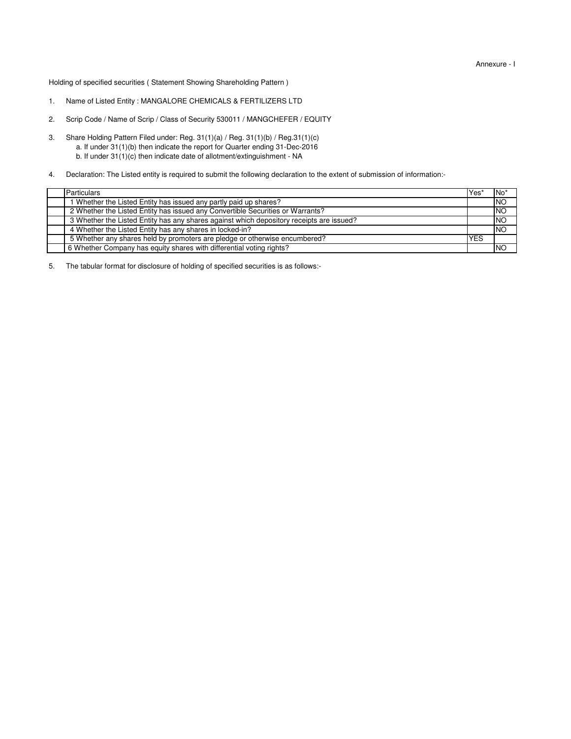Annexure - I

Holding of specified securities ( Statement Showing Shareholding Pattern )

1. Name of Listed Entity : MANGALORE CHEMICALS & FERTILIZERS LTD

2. Scrip Code / Name of Scrip / Class of Security 530011 / MANGCHEFER / EQUITY

3. Share Holding Pattern Filed under: Reg. 31(1)(a) / Reg. 31(1)(b) / Reg.31(1)(c)
   a. If under 31(1)(b) then indicate the report for Quarter ending 31-Dec-2016
   b. If under 31(1)(c) then indicate date of allotment/extinguishment - NA

4. Declaration: The Listed entity is required to submit the following declaration to the extent of submission of information:-

| | Particulars | Yes* | No* |
|---|---|---|---|
| | 1 Whether the Listed Entity has issued any partly paid up shares? | | NO |
| | 2 Whether the Listed Entity has issued any Convertible Securities or Warrants? | | NO |
| | 3 Whether the Listed Entity has any shares against which depository receipts are issued? | | NO |
| | 4 Whether the Listed Entity has any shares in locked-in? | | NO |
| | 5 Whether any shares held by promoters are pledge or otherwise encumbered? | YES | |
| | 6 Whether Company has equity shares with differential voting rights? | | NO |

5. The tabular format for disclosure of holding of specified securities is as follows:-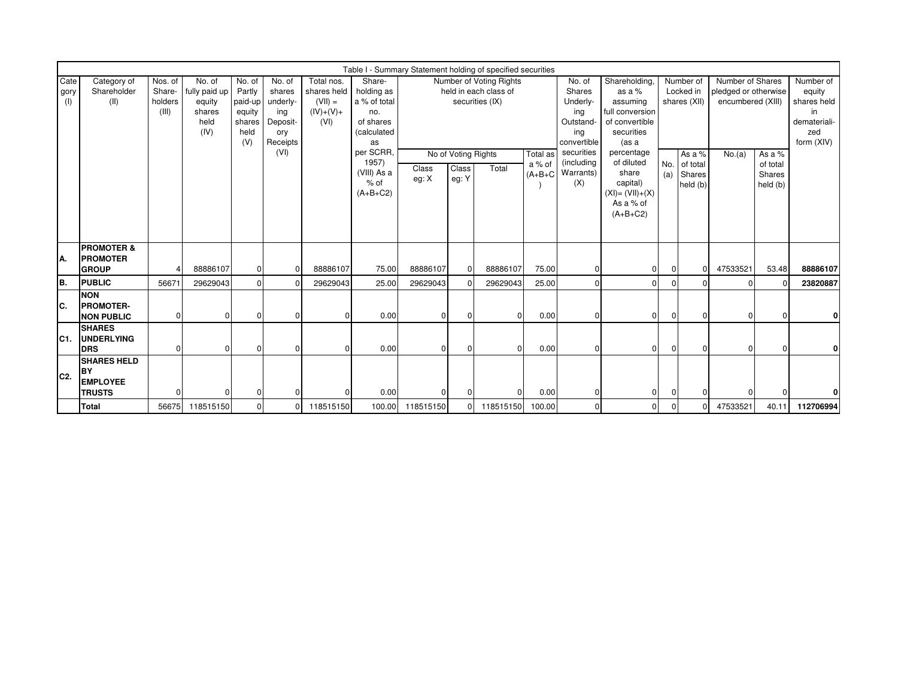Table I - Summary Statement holding of specified securities

| Category (I) | Category of Shareholder (II) | Nos. of Share-holders (III) | No. of fully paid up equity shares held (IV) | No. of Partly paid-up equity shares held (V) | No. of shares underly-ing Deposit-ory Receipts (VI) | Total nos. shares held (VII) = (IV)+(V)+ (VI) | Share-holding as a % of total no. of shares (calculated as per SCRR, 1957) (VIII) As a % of (A+B+C2) | Number of Voting Rights held in each class of securities (IX) | | | | No. of Shares Underly-ing Outstand-ing convertible securities (including Warrants) (X) | Shareholding, as a % assuming full conversion of convertible securities (as a percentage of diluted share capital) (XI)= (VII)+(X) As a % of (A+B+C2) | Number of Locked in shares (XII) | | Number of Shares pledged or otherwise encumbered (XIII) | | Number of equity shares held in dematerialized form (XIV) |
|---|---|---|---|---|---|---|---|---|---|---|---|---|---|---|---|---|---|---|
| | | | | | | | | No of Voting Rights | | | Total as a % of (A+B+C) | | | No. (a) | As a % of total Shares held (b) | No.(a) | As a % of total Shares held (b) | |
| | | | | | | | | Class eg: X | Class eg: Y | Total | | | | | | | | |
| A. | **PROMOTER & PROMOTER GROUP** | 4 | 88886107 | 0 | 0 | 88886107 | 75.00 | 88886107 | 0 | 88886107 | 75.00 | 0 | 0 | 0 | 0 | 47533521 | 53.48 | **88886107** |
| B. | **PUBLIC** | 56671 | 29629043 | 0 | 0 | 29629043 | 25.00 | 29629043 | 0 | 29629043 | 25.00 | 0 | 0 | 0 | 0 | 0 | 0 | **23820887** |
| C. | **NON PROMOTER-NON PUBLIC** | 0 | 0 | 0 | 0 | 0 | 0.00 | 0 | 0 | 0 | 0.00 | 0 | 0 | 0 | 0 | 0 | 0 | **0** |
| C1. | **SHARES UNDERLYING DRS** | 0 | 0 | 0 | 0 | 0 | 0.00 | 0 | 0 | 0 | 0.00 | 0 | 0 | 0 | 0 | 0 | 0 | **0** |
| C2. | **SHARES HELD BY EMPLOYEE TRUSTS** | 0 | 0 | 0 | 0 | 0 | 0.00 | 0 | 0 | 0 | 0.00 | 0 | 0 | 0 | 0 | 0 | 0 | **0** |
| | **Total** | 56675 | 118515150 | 0 | 0 | 118515150 | 100.00 | 118515150 | 0 | 118515150 | 100.00 | 0 | 0 | 0 | 0 | 47533521 | 40.11 | **112706994** |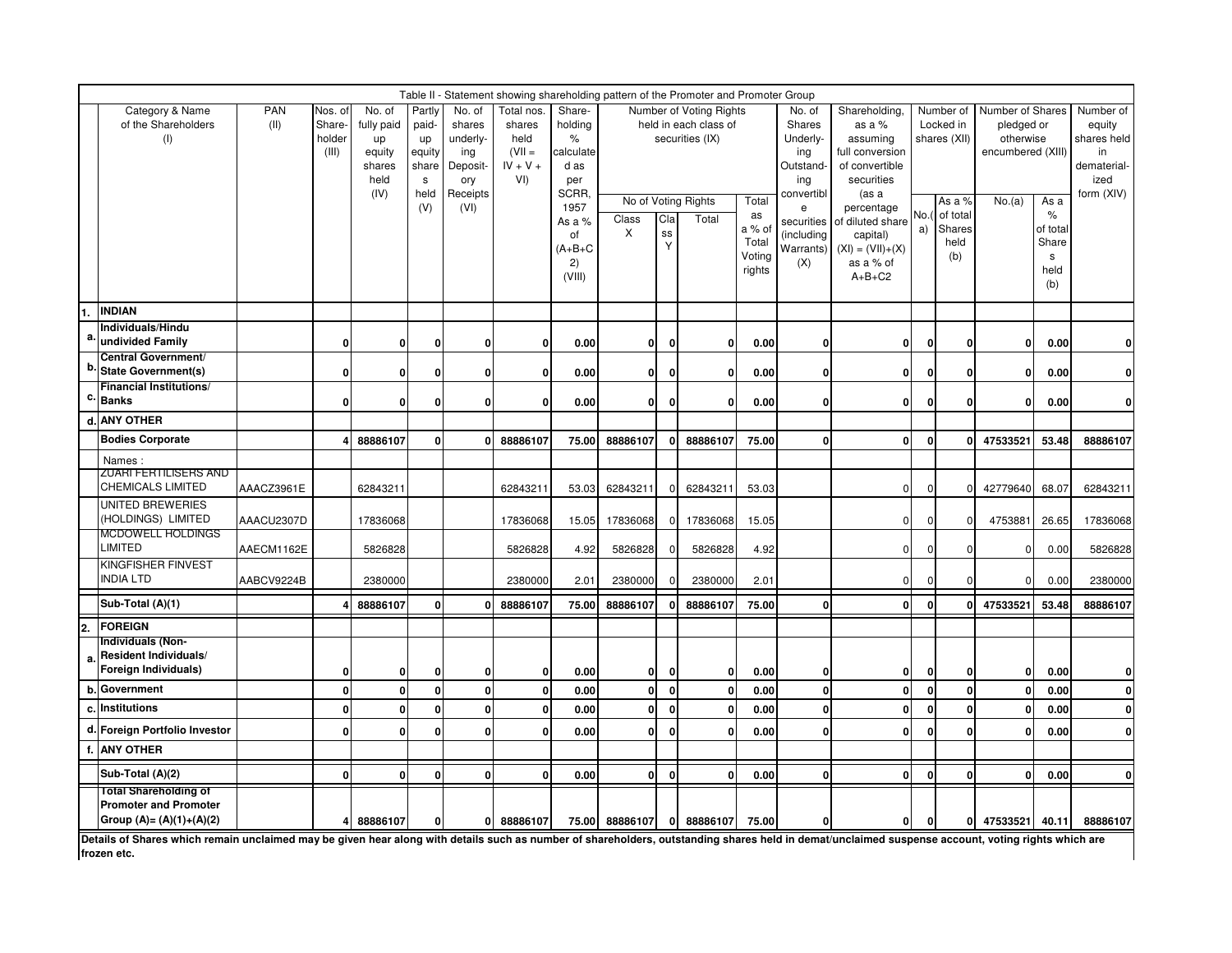Table II - Statement showing shareholding pattern of the Promoter and Promoter Group

| | Category & Name of the Shareholders (I) | PAN (II) | Nos. of Share-holder (III) | No. of fully paid up equity shares held (IV) | Partly paid-up equity shares held (V) | No. of shares underlying Depository Receipts (VI) | Total nos. shares held (VII = IV + V + VI) | Share-holding % calculated as per SCRR, 1957 As a % of (A+B+C2) (VIII) | Number of Voting Rights held in each class of securities (IX) | | | | No. of Shares Underlying Outstanding convertible securities (including Warrants) (X) | Shareholding, as a % assuming full conversion of convertible securities (as a percentage of diluted share capital) (XI) = (VII)+(X) as a % of A+B+C2 | Number of Locked in shares (XII) | | Number of Shares pledged or otherwise encumbered (XIII) | | Number of equity shares held in dematerialized form (XIV) |
|---|---|---|---|---|---|---|---|---|---|---|---|---|---|---|---|---|---|---|---|
| | | | | | | | | | No of Voting Rights | | | Total as a % of Total Voting rights | | | No.(a) | As a % of total Shares held (b) | No.(a) | As a % of total Shares held (b) | |
| | | | | | | | | | Class X | Class Y | Total | | | | | | | | |
| 1. | **INDIAN** | | | | | | | | | | | | | | | | | | |
| a. | **Individuals/Hindu undivided Family** | | 0 | 0 | 0 | 0 | 0 | 0.00 | 0 | 0 | 0 | 0.00 | 0 | 0 | 0 | 0 | 0 | 0.00 | 0 |
| b. | **Central Government/ State Government(s)** | | 0 | 0 | 0 | 0 | 0 | 0.00 | 0 | 0 | 0 | 0.00 | 0 | 0 | 0 | 0 | 0 | 0.00 | 0 |
| c. | **Financial Institutions/ Banks** | | 0 | 0 | 0 | 0 | 0 | 0.00 | 0 | 0 | 0 | 0.00 | 0 | 0 | 0 | 0 | 0 | 0.00 | 0 |
| d. | **ANY OTHER** | | | | | | | | | | | | | | | | | | |
| | **Bodies Corporate** | | 4 | 88886107 | 0 | 0 | 88886107 | 75.00 | 88886107 | 0 | 88886107 | 75.00 | 0 | 0 | 0 | 0 | 47533521 | 53.48 | 88886107 |
| | Names : | | | | | | | | | | | | | | | | | | |
| | ZUARI FERTILISERS AND CHEMICALS LIMITED | AAACZ3961E | | 62843211 | | | 62843211 | 53.03 | 62843211 | 0 | 62843211 | 53.03 | | 0 | 0 | 0 | 42779640 | 68.07 | 62843211 |
| | UNITED BREWERIES (HOLDINGS) LIMITED | AAACU2307D | | 17836068 | | | 17836068 | 15.05 | 17836068 | 0 | 17836068 | 15.05 | | 0 | 0 | 0 | 4753881 | 26.65 | 17836068 |
| | MCDOWELL HOLDINGS LIMITED | AAECM1162E | | 5826828 | | | 5826828 | 4.92 | 5826828 | 0 | 5826828 | 4.92 | | 0 | 0 | 0 | 0 | 0.00 | 5826828 |
| | KINGFISHER FINVEST INDIA LTD | AABCV9224B | | 2380000 | | | 2380000 | 2.01 | 2380000 | 0 | 2380000 | 2.01 | | 0 | 0 | 0 | 0 | 0.00 | 2380000 |
| | **Sub-Total (A)(1)** | | 4 | 88886107 | 0 | 0 | 88886107 | 75.00 | 88886107 | 0 | 88886107 | 75.00 | 0 | 0 | 0 | 0 | 47533521 | 53.48 | 88886107 |
| 2. | **FOREIGN** | | | | | | | | | | | | | | | | | | |
| a. | **Individuals (Non-Resident Individuals/ Foreign Individuals)** | | 0 | 0 | 0 | 0 | 0 | 0.00 | 0 | 0 | 0 | 0.00 | 0 | 0 | 0 | 0 | 0 | 0.00 | 0 |
| b. | **Government** | | 0 | 0 | 0 | 0 | 0 | 0.00 | 0 | 0 | 0 | 0.00 | 0 | 0 | 0 | 0 | 0 | 0.00 | 0 |
| c. | **Institutions** | | 0 | 0 | 0 | 0 | 0 | 0.00 | 0 | 0 | 0 | 0.00 | 0 | 0 | 0 | 0 | 0 | 0.00 | 0 |
| d. | **Foreign Portfolio Investor** | | 0 | 0 | 0 | 0 | 0 | 0.00 | 0 | 0 | 0 | 0.00 | 0 | 0 | 0 | 0 | 0 | 0.00 | 0 |
| f. | **ANY OTHER** | | | | | | | | | | | | | | | | | | |
| | **Sub-Total (A)(2)** | | 0 | 0 | 0 | 0 | 0 | 0.00 | 0 | 0 | 0 | 0.00 | 0 | 0 | 0 | 0 | 0 | 0.00 | 0 |
| | **Total Shareholding of Promoter and Promoter Group (A)= (A)(1)+(A)(2)** | | 4 | 88886107 | 0 | 0 | 88886107 | 75.00 | 88886107 | 0 | 88886107 | 75.00 | 0 | 0 | 0 | 0 | 47533521 | 40.11 | 88886107 |

**Details of Shares which remain unclaimed may be given hear along with details such as number of shareholders, outstanding shares held in demat/unclaimed suspense account, voting rights which are frozen etc.**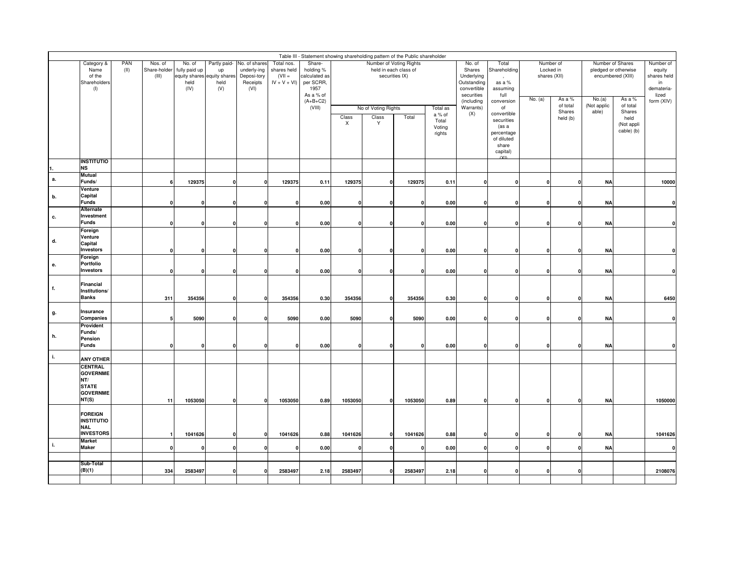Table III - Statement showing shareholding pattern of the Public shareholder

| | Category & Name of the Shareholders (I) | PAN (II) | Nos. of Share-holder (III) | No. of fully paid up equity shares held (IV) | Partly paid-up equity shares held (V) | No. of shares underly-ing Deposi-tory Receipts (VI) | Total nos. shares held (VII = IV + V + VI) | Share-holding % calculated as per SCRR, 1957 As a % of (A+B+C2) (VIII) | Number of Voting Rights held in each class of securities IX) | | | | No. of Shares Underlying Outstanding convertible securities (including Warrants) (X) | Total Shareholding , as a % assuming full conversion of convertible securities (as a percentage of diluted share capital) (XI) | Number of Locked in shares (XII) | | Number of Shares pledged or otherwise encumbered (XIII) | | Number of equity shares held in demateria-lized form (XIV) |
|---|---|---|---|---|---|---|---|---|---|---|---|---|---|---|---|---|---|---|---|
| | | | | | | | | | No of Voting Rights | | | Total as a % of Total Voting rights | | | No. (a) | As a % of total Shares held (b) | No.(a) (Not applic able) | As a % of total Shares held (Not appli cable) (b) | |
| | | | | | | | | | Class X | Class Y | Total | | | | | | | | |
| 1. | **INSTITUTIONS** | | | | | | | | | | | | | | | | | | |
| a. | **Mutual Funds/** | | 6 | 129375 | 0 | 0 | 129375 | 0.11 | 129375 | 0 | 129375 | 0.11 | 0 | 0 | 0 | 0 | NA | | 10000 |
| b. | **Venture Capital Funds** | | 0 | 0 | 0 | 0 | 0 | 0.00 | 0 | 0 | 0 | 0.00 | 0 | 0 | 0 | 0 | NA | | 0 |
| c. | **Alternate Investment Funds** | | 0 | 0 | 0 | 0 | 0 | 0.00 | 0 | 0 | 0 | 0.00 | 0 | 0 | 0 | 0 | NA | | 0 |
| d. | **Foreign Venture Capital Investors** | | 0 | 0 | 0 | 0 | 0 | 0.00 | 0 | 0 | 0 | 0.00 | 0 | 0 | 0 | 0 | NA | | 0 |
| e. | **Foreign Portfolio Investors** | | 0 | 0 | 0 | 0 | 0 | 0.00 | 0 | 0 | 0 | 0.00 | 0 | 0 | 0 | 0 | NA | | 0 |
| f. | **Financial Institutions/ Banks** | | 311 | 354356 | 0 | 0 | 354356 | 0.30 | 354356 | 0 | 354356 | 0.30 | 0 | 0 | 0 | 0 | NA | | 6450 |
| g. | **Insurance Companies** | | 5 | 5090 | 0 | 0 | 5090 | 0.00 | 5090 | 0 | 5090 | 0.00 | 0 | 0 | 0 | 0 | NA | | 0 |
| h. | **Provident Funds/ Pension Funds** | | 0 | 0 | 0 | 0 | 0 | 0.00 | 0 | 0 | 0 | 0.00 | 0 | 0 | 0 | 0 | NA | | 0 |
| i. | **ANY OTHER** | | | | | | | | | | | | | | | | | | |
| | **CENTRAL GOVERNMENT/ STATE GOVERNMENT(S)** | | 11 | 1053050 | 0 | 0 | 1053050 | 0.89 | 1053050 | 0 | 1053050 | 0.89 | 0 | 0 | 0 | 0 | NA | | 1050000 |
| | **FOREIGN INSTITUTIONAL INVESTORS** | | 1 | 1041626 | 0 | 0 | 1041626 | 0.88 | 1041626 | 0 | 1041626 | 0.88 | 0 | 0 | 0 | 0 | NA | | 1041626 |
| i. | **Market Maker** | | 0 | 0 | 0 | 0 | 0 | 0.00 | 0 | 0 | 0 | 0.00 | 0 | 0 | 0 | 0 | NA | | 0 |
| | | | | | | | | | | | | | | | | | | | |
| | **Sub-Total (B)(1)** | | 334 | 2583497 | 0 | 0 | 2583497 | 2.18 | 2583497 | 0 | 2583497 | 2.18 | 0 | 0 | 0 | 0 | | | 2108076 |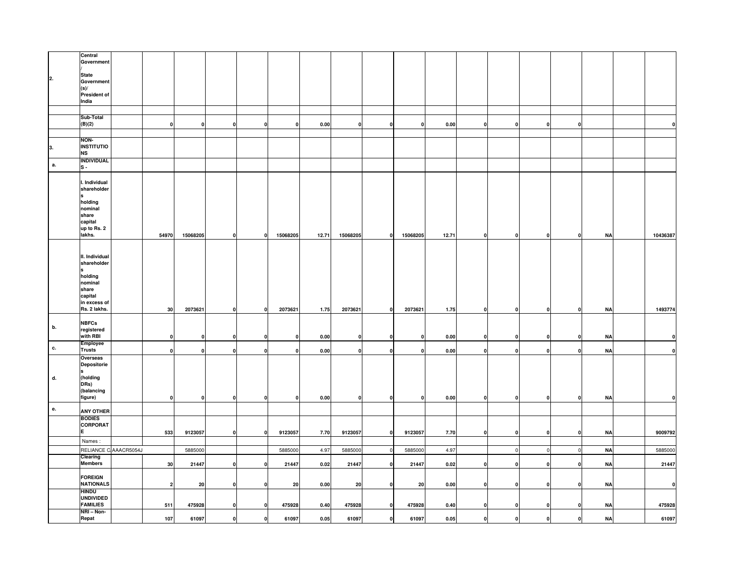| | | | | | | | | | | | | | | | | | | | |
|---|---|---|---|---|---|---|---|---|---|---|---|---|---|---|---|---|---|---|---|
| 2. | Central Government / State Government (s)/ President of India | | | | | | | | | | | | | | | | | | |
| | | | | | | | | | | | | | | | | | | | |
| | Sub-Total (B)(2) | | 0 | 0 | 0 | 0 | 0 | 0.00 | 0 | 0 | 0 | 0.00 | 0 | 0 | 0 | 0 | | | 0 |
| | | | | | | | | | | | | | | | | | | | |
| 3. | NON-INSTITUTIONS | | | | | | | | | | | | | | | | | | |
| a. | INDIVIDUALS - | | | | | | | | | | | | | | | | | | |
| | I. Individual shareholders holding nominal share capital up to Rs. 2 lakhs. | | 54970 | 15068205 | 0 | 0 | 15068205 | 12.71 | 15068205 | 0 | 15068205 | 12.71 | 0 | 0 | 0 | 0 | NA | | 10436387 |
| | II. Individual shareholders holding nominal share capital in excess of Rs. 2 lakhs. | | 30 | 2073621 | 0 | 0 | 2073621 | 1.75 | 2073621 | 0 | 2073621 | 1.75 | 0 | 0 | 0 | 0 | NA | | 1493774 |
| b. | NBFCs registered with RBI | | 0 | 0 | 0 | 0 | 0 | 0.00 | 0 | 0 | 0 | 0.00 | 0 | 0 | 0 | 0 | NA | | 0 |
| c. | Employee Trusts | | 0 | 0 | 0 | 0 | 0 | 0.00 | 0 | 0 | 0 | 0.00 | 0 | 0 | 0 | 0 | NA | | 0 |
| d. | Overseas Depositories (holding DRs) (balancing figure) | | 0 | 0 | 0 | 0 | 0 | 0.00 | 0 | 0 | 0 | 0.00 | 0 | 0 | 0 | 0 | NA | | 0 |
| e. | ANY OTHER | | | | | | | | | | | | | | | | | | |
| | BODIES CORPORATE | | 533 | 9123057 | 0 | 0 | 9123057 | 7.70 | 9123057 | 0 | 9123057 | 7.70 | 0 | 0 | 0 | 0 | NA | | 9009792 |
| | Names : | | | | | | | | | | | | | | | | | | |
| | RELIANCE C | AAACR5054J | | 5885000 | | | 5885000 | 4.97 | 5885000 | 0 | 5885000 | 4.97 | | 0 | 0 | 0 | NA | | 5885000 |
| | Clearing Members | | 30 | 21447 | 0 | 0 | 21447 | 0.02 | 21447 | 0 | 21447 | 0.02 | 0 | 0 | 0 | 0 | NA | | 21447 |
| | FOREIGN NATIONALS | | 2 | 20 | 0 | 0 | 20 | 0.00 | 20 | 0 | 20 | 0.00 | 0 | 0 | 0 | 0 | NA | | 0 |
| | HINDU UNDIVIDED FAMILIES | | 511 | 475928 | 0 | 0 | 475928 | 0.40 | 475928 | 0 | 475928 | 0.40 | 0 | 0 | 0 | 0 | NA | | 475928 |
| | NRI – Non-Repat | | 107 | 61097 | 0 | 0 | 61097 | 0.05 | 61097 | 0 | 61097 | 0.05 | 0 | 0 | 0 | 0 | NA | | 61097 |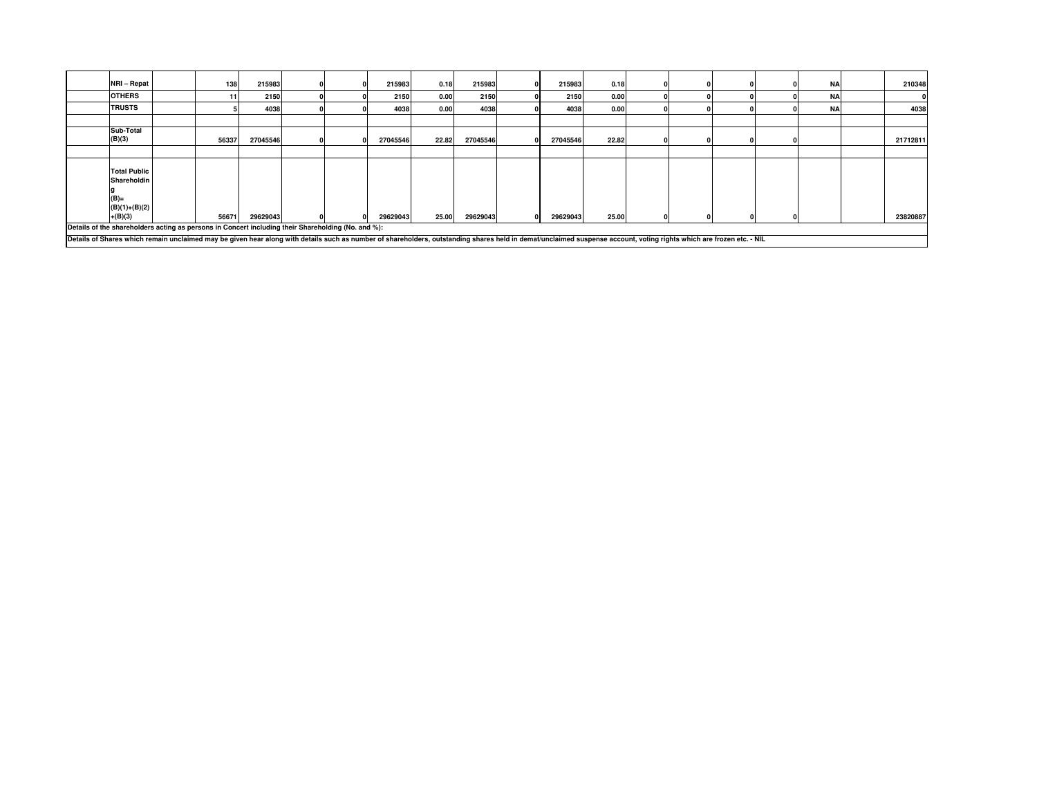| | | | | | | | | | | | | | | | | | | |
|---|---|---|---|---|---|---|---|---|---|---|---|---|---|---|---|---|---|---|
| | NRI – Repat | | 138 | 215983 | 0 | 0 | 215983 | 0.18 | 215983 | 0 | 215983 | 0.18 | 0 | 0 | 0 | 0 | NA | | 210348 |
| | OTHERS | | 11 | 2150 | 0 | 0 | 2150 | 0.00 | 2150 | 0 | 2150 | 0.00 | 0 | 0 | 0 | 0 | NA | | 0 |
| | TRUSTS | | 5 | 4038 | 0 | 0 | 4038 | 0.00 | 4038 | 0 | 4038 | 0.00 | 0 | 0 | 0 | 0 | NA | | 4038 |
| | | | | | | | | | | | | | | | | | | | |
| | Sub-Total (B)(3) | | 56337 | 27045546 | 0 | 0 | 27045546 | 22.82 | 27045546 | 0 | 27045546 | 22.82 | 0 | 0 | 0 | 0 | | | 21712811 |
| | | | | | | | | | | | | | | | | | | | |
| | Total Public Shareholding (B)= (B)(1)+(B)(2) +(B)(3) | | 56671 | 29629043 | 0 | 0 | 29629043 | 25.00 | 29629043 | 0 | 29629043 | 25.00 | 0 | 0 | 0 | 0 | | | 23820887 |

**Details of the shareholders acting as persons in Concert including their Shareholding (No. and %):**

**Details of Shares which remain unclaimed may be given hear along with details such as number of shareholders, outstanding shares held in demat/unclaimed suspense account, voting rights which are frozen etc. - NIL**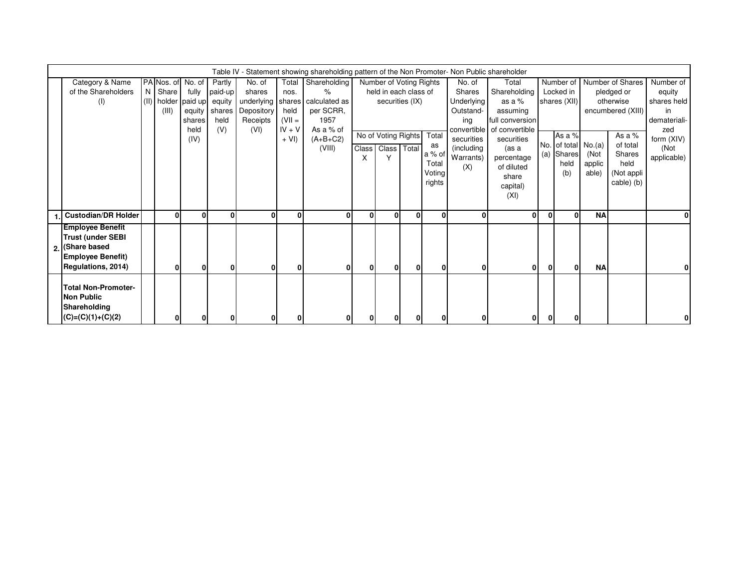Table IV - Statement showing shareholding pattern of the Non Promoter- Non Public shareholder

| | Category & Name of the Shareholders (I) | PAN (II) | Nos. of Share holder (III) | No. of fully paid up equity shares held (IV) | Partly paid-up equity shares held (V) | No. of shares underlying Depository Receipts (VI) | Total nos. shares held (VII = IV + V + VI) | Shareholding % calculated as per SCRR, 1957 As a % of (A+B+C2) (VIII) | Number of Voting Rights held in each class of securities (IX) | | | | No. of Shares Underlying Outstand-ing convertible securities (including Warrants) (X) | Total Shareholding as a % assuming full conversion of convertible securities (as a percentage of diluted share capital) (XI) | Number of Locked in shares (XII) | | Number of Shares pledged or otherwise encumbered (XIII) | | Number of equity shares held in dematerialized form (XIV) (Not applicable) |
|---|---|---|---|---|---|---|---|---|---|---|---|---|---|---|---|---|---|---|---|
| | | | | | | | | | No of Voting Rights | | | Total as a % of Total Voting rights | | | No. (a) | As a % of total Shares held (b) | No.(a) (Not applicable) | As a % of total Shares held (Not applicable) (b) | |
| | | | | | | | | | Class X | Class Y | Total | | | | | | | | |
| 1. | **Custodian/DR Holder** | | 0 | 0 | 0 | 0 | 0 | 0 | 0 | 0 | 0 | 0 | 0 | 0 | 0 | 0 | NA | | 0 |
| 2. | **Employee Benefit Trust (under SEBI (Share based Employee Benefit) Regulations, 2014)** | | 0 | 0 | 0 | 0 | 0 | 0 | 0 | 0 | 0 | 0 | 0 | 0 | 0 | 0 | NA | | 0 |
| | **Total Non-Promoter- Non Public Shareholding (C)=(C)(1)+(C)(2)** | | 0 | 0 | 0 | 0 | 0 | 0 | 0 | 0 | 0 | 0 | 0 | 0 | 0 | 0 | | | 0 |